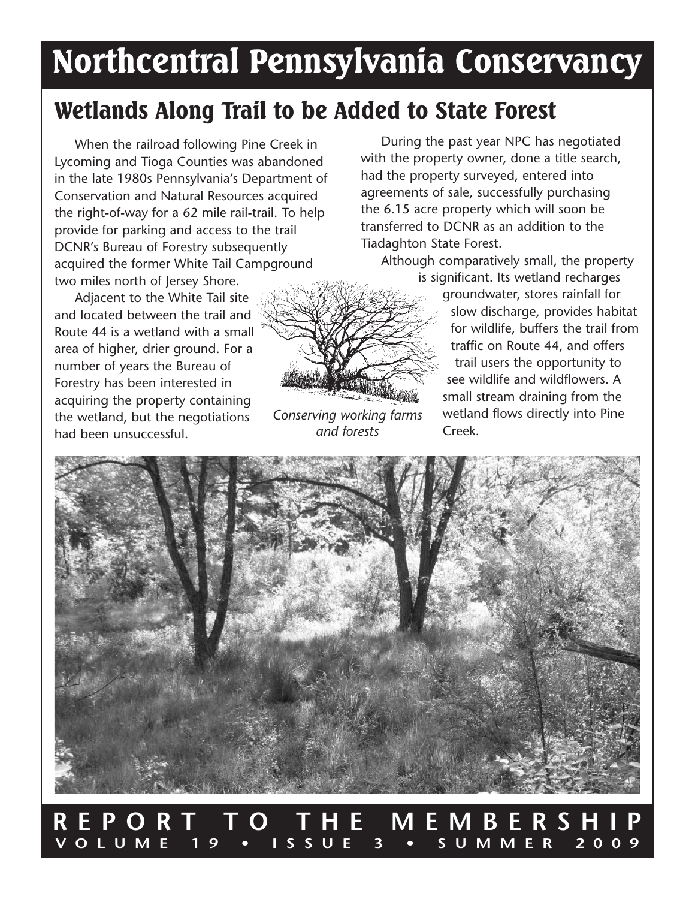# Northcentral Pennsylvania Conservancy

## Wetlands Along Trail to be Added to State Forest

When the railroad following Pine Creek in Lycoming and Tioga Counties was abandoned in the late 1980s Pennsylvania's Department of Conservation and Natural Resources acquired the right-of-way for a 62 mile rail-trail. To help provide for parking and access to the trail DCNR's Bureau of Forestry subsequently acquired the former White Tail Campground two miles north of Jersey Shore.

Adjacent to the White Tail site and located between the trail and Route 44 is a wetland with a small area of higher, drier ground. For a number of years the Bureau of Forestry has been interested in acquiring the property containing the wetland, but the negotiations had been unsuccessful.

During the past year NPC has negotiated with the property owner, done a title search, had the property surveyed, entered into agreements of sale, successfully purchasing the 6.15 acre property which will soon be transferred to DCNR as an addition to the Tiadaghton State Forest.

Although comparatively small, the property is significant. Its wetland recharges groundwater, stores rainfall for slow discharge, provides habitat for wildlife, buffers the trail from traffic on Route 44, and offers trail users the opportunity to see wildlife and wildflowers. A small stream draining from the wetland flows directly into Pine Creek.

*Conserving working farms and forests*

**REPORT TO THE MEMBERSHIP**

**VOLUME 19 • ISSUE 3 • SUMMER 2009**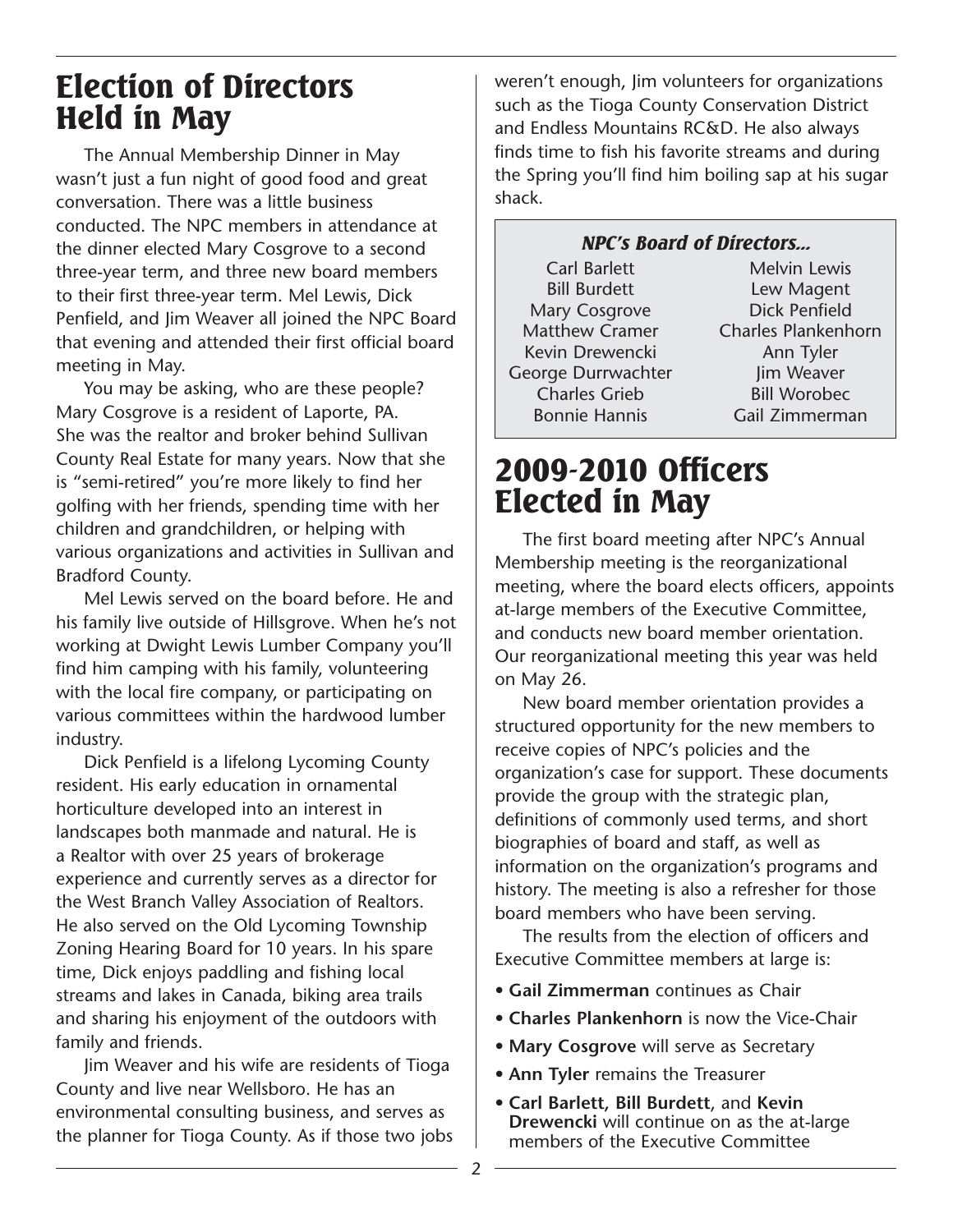## Election of Directors Held in May

The Annual Membership Dinner in May wasn't just a fun night of good food and great conversation. There was a little business conducted. The NPC members in attendance at the dinner elected Mary Cosgrove to a second three-year term, and three new board members to their first three-year term. Mel Lewis, Dick Penfield, and Jim Weaver all joined the NPC Board that evening and attended their first official board meeting in May.

You may be asking, who are these people? Mary Cosgrove is a resident of Laporte, PA. She was the realtor and broker behind Sullivan County Real Estate for many years. Now that she is "semi-retired" you're more likely to find her golfing with her friends, spending time with her children and grandchildren, or helping with various organizations and activities in Sullivan and Bradford County.

Mel Lewis served on the board before. He and his family live outside of Hillsgrove. When he's not working at Dwight Lewis Lumber Company you'll find him camping with his family, volunteering with the local fire company, or participating on various committees within the hardwood lumber industry.

Dick Penfield is a lifelong Lycoming County resident. His early education in ornamental horticulture developed into an interest in landscapes both manmade and natural. He is a Realtor with over 25 years of brokerage experience and currently serves as a director for the West Branch Valley Association of Realtors. He also served on the Old Lycoming Township Zoning Hearing Board for 10 years. In his spare time, Dick enjoys paddling and fishing local streams and lakes in Canada, biking area trails and sharing his enjoyment of the outdoors with family and friends.

Jim Weaver and his wife are residents of Tioga County and live near Wellsboro. He has an environmental consulting business, and serves as the planner for Tioga County. As if those two jobs weren't enough, Jim volunteers for organizations such as the Tioga County Conservation District and Endless Mountains RC&D. He also always finds time to fish his favorite streams and during the Spring you'll find him boiling sap at his sugar shack.

***NPC's Board of Directors...***

| | |
|---|---|
| Carl Barlett | Melvin Lewis |
| Bill Burdett | Lew Magent |
| Mary Cosgrove | Dick Penfield |
| Matthew Cramer | Charles Plankenhorn |
| Kevin Drewencki | Ann Tyler |
| George Durrwachter | Jim Weaver |
| Charles Grieb | Bill Worobec |
| Bonnie Hannis | Gail Zimmerman |

## 2009-2010 Officers Elected in May

The first board meeting after NPC's Annual Membership meeting is the reorganizational meeting, where the board elects officers, appoints at-large members of the Executive Committee, and conducts new board member orientation. Our reorganizational meeting this year was held on May 26.

New board member orientation provides a structured opportunity for the new members to receive copies of NPC's policies and the organization's case for support. These documents provide the group with the strategic plan, definitions of commonly used terms, and short biographies of board and staff, as well as information on the organization's programs and history. The meeting is also a refresher for those board members who have been serving.

The results from the election of officers and Executive Committee members at large is:

- **Gail Zimmerman** continues as Chair
- **Charles Plankenhorn** is now the Vice-Chair
- **Mary Cosgrove** will serve as Secretary
- **Ann Tyler** remains the Treasurer
- **Carl Barlett**, **Bill Burdett**, and **Kevin Drewencki** will continue on as the at-large members of the Executive Committee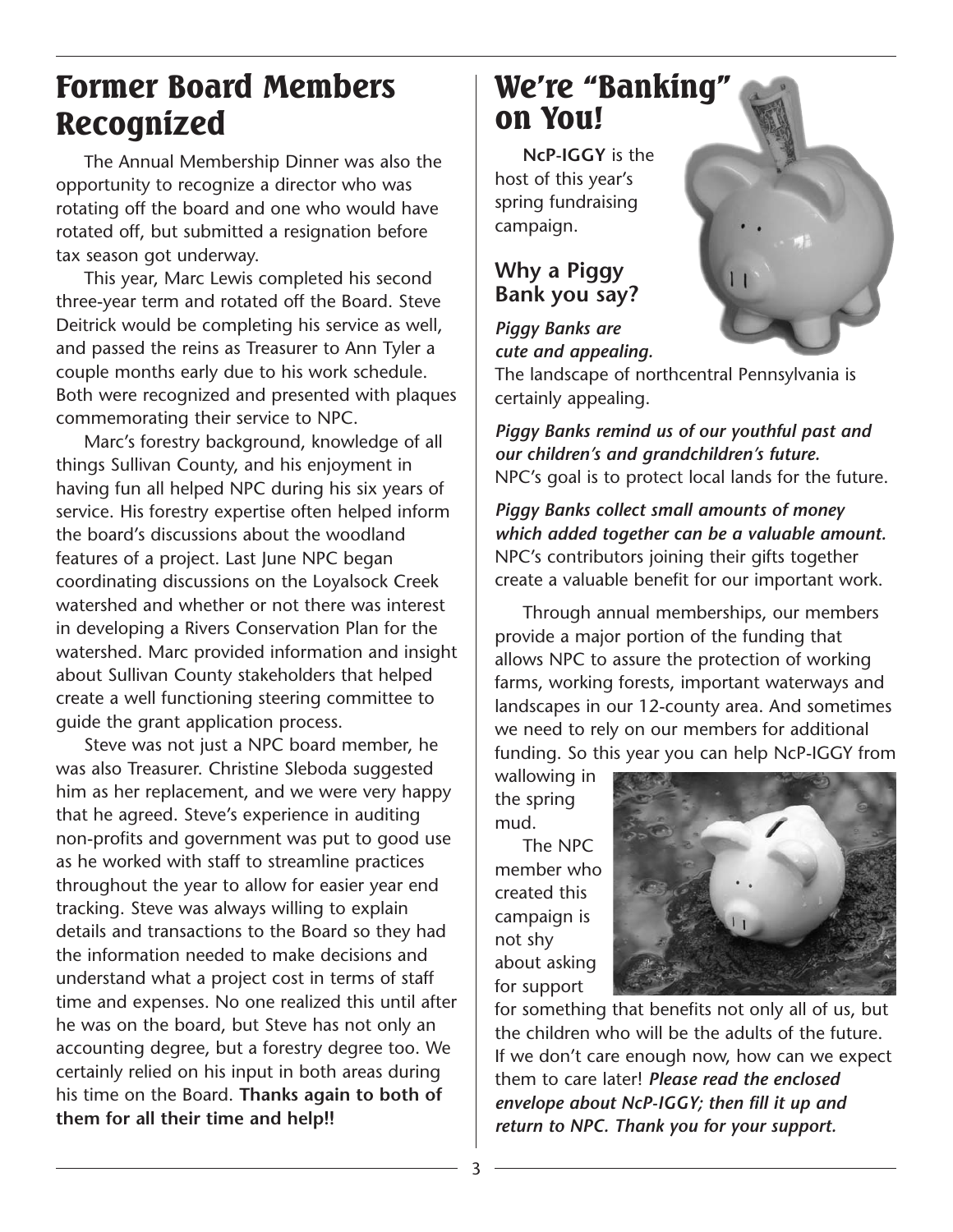# Former Board Members Recognized

The Annual Membership Dinner was also the opportunity to recognize a director who was rotating off the board and one who would have rotated off, but submitted a resignation before tax season got underway.

This year, Marc Lewis completed his second three-year term and rotated off the Board. Steve Deitrick would be completing his service as well, and passed the reins as Treasurer to Ann Tyler a couple months early due to his work schedule. Both were recognized and presented with plaques commemorating their service to NPC.

Marc's forestry background, knowledge of all things Sullivan County, and his enjoyment in having fun all helped NPC during his six years of service. His forestry expertise often helped inform the board's discussions about the woodland features of a project. Last June NPC began coordinating discussions on the Loyalsock Creek watershed and whether or not there was interest in developing a Rivers Conservation Plan for the watershed. Marc provided information and insight about Sullivan County stakeholders that helped create a well functioning steering committee to guide the grant application process.

Steve was not just a NPC board member, he was also Treasurer. Christine Sleboda suggested him as her replacement, and we were very happy that he agreed. Steve's experience in auditing non-profits and government was put to good use as he worked with staff to streamline practices throughout the year to allow for easier year end tracking. Steve was always willing to explain details and transactions to the Board so they had the information needed to make decisions and understand what a project cost in terms of staff time and expenses. No one realized this until after he was on the board, but Steve has not only an accounting degree, but a forestry degree too. We certainly relied on his input in both areas during his time on the Board. **Thanks again to both of them for all their time and help!!**

# We're "Banking" on You!

**NcP-IGGY** is the host of this year's spring fundraising campaign.

## Why a Piggy Bank you say?

***Piggy Banks are cute and appealing.*** The landscape of northcentral Pennsylvania is certainly appealing.

***Piggy Banks remind us of our youthful past and our children's and grandchildren's future.*** NPC's goal is to protect local lands for the future.

***Piggy Banks collect small amounts of money which added together can be a valuable amount.*** NPC's contributors joining their gifts together create a valuable benefit for our important work.

Through annual memberships, our members provide a major portion of the funding that allows NPC to assure the protection of working farms, working forests, important waterways and landscapes in our 12-county area. And sometimes we need to rely on our members for additional funding. So this year you can help NcP-IGGY from wallowing in the spring mud.

The NPC member who created this campaign is not shy about asking for support for something that benefits not only all of us, but the children who will be the adults of the future. If we don't care enough now, how can we expect them to care later! ***Please read the enclosed envelope about NcP-IGGY; then fill it up and return to NPC. Thank you for your support.***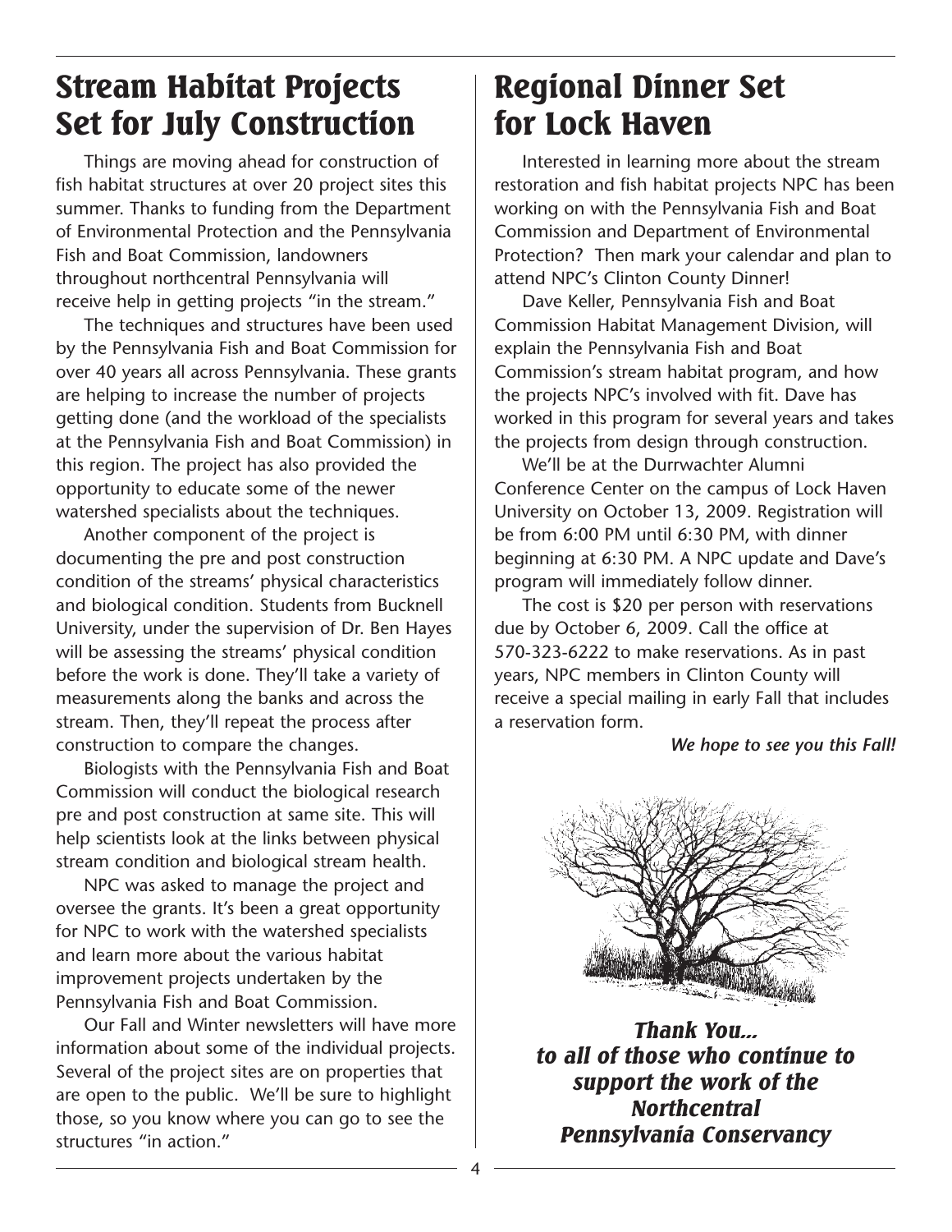# Stream Habitat Projects Set for July Construction

Things are moving ahead for construction of fish habitat structures at over 20 project sites this summer. Thanks to funding from the Department of Environmental Protection and the Pennsylvania Fish and Boat Commission, landowners throughout northcentral Pennsylvania will receive help in getting projects "in the stream."

The techniques and structures have been used by the Pennsylvania Fish and Boat Commission for over 40 years all across Pennsylvania. These grants are helping to increase the number of projects getting done (and the workload of the specialists at the Pennsylvania Fish and Boat Commission) in this region. The project has also provided the opportunity to educate some of the newer watershed specialists about the techniques.

Another component of the project is documenting the pre and post construction condition of the streams' physical characteristics and biological condition. Students from Bucknell University, under the supervision of Dr. Ben Hayes will be assessing the streams' physical condition before the work is done. They'll take a variety of measurements along the banks and across the stream. Then, they'll repeat the process after construction to compare the changes.

Biologists with the Pennsylvania Fish and Boat Commission will conduct the biological research pre and post construction at same site. This will help scientists look at the links between physical stream condition and biological stream health.

NPC was asked to manage the project and oversee the grants. It's been a great opportunity for NPC to work with the watershed specialists and learn more about the various habitat improvement projects undertaken by the Pennsylvania Fish and Boat Commission.

Our Fall and Winter newsletters will have more information about some of the individual projects. Several of the project sites are on properties that are open to the public. We'll be sure to highlight those, so you know where you can go to see the structures "in action."

# Regional Dinner Set for Lock Haven

Interested in learning more about the stream restoration and fish habitat projects NPC has been working on with the Pennsylvania Fish and Boat Commission and Department of Environmental Protection? Then mark your calendar and plan to attend NPC's Clinton County Dinner!

Dave Keller, Pennsylvania Fish and Boat Commission Habitat Management Division, will explain the Pennsylvania Fish and Boat Commission's stream habitat program, and how the projects NPC's involved with fit. Dave has worked in this program for several years and takes the projects from design through construction.

We'll be at the Durrwachter Alumni Conference Center on the campus of Lock Haven University on October 13, 2009. Registration will be from 6:00 PM until 6:30 PM, with dinner beginning at 6:30 PM. A NPC update and Dave's program will immediately follow dinner.

The cost is $20 per person with reservations due by October 6, 2009. Call the office at 570-323-6222 to make reservations. As in past years, NPC members in Clinton County will receive a special mailing in early Fall that includes a reservation form.

***We hope to see you this Fall!***

***Thank You... to all of those who continue to support the work of the Northcentral Pennsylvania Conservancy***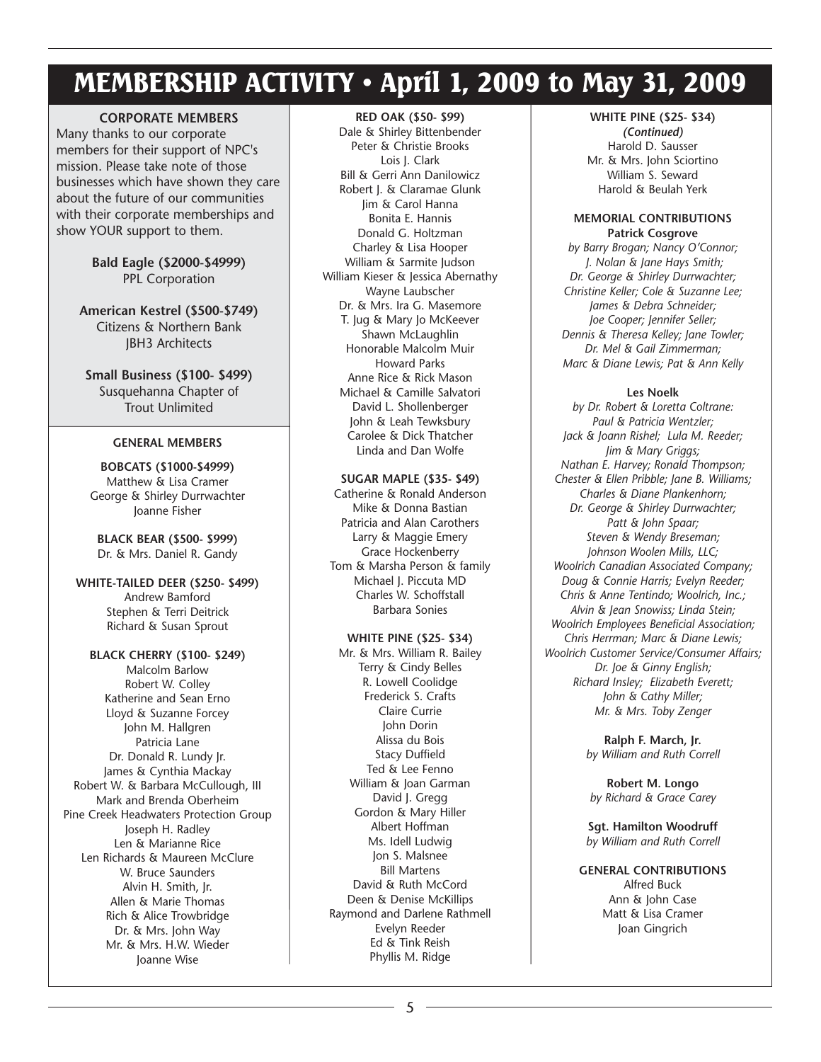# MEMBERSHIP ACTIVITY • April 1, 2009 to May 31, 2009

**CORPORATE MEMBERS**

Many thanks to our corporate members for their support of NPC's mission. Please take note of those businesses which have shown they care about the future of our communities with their corporate memberships and show YOUR support to them.

**Bald Eagle ($2000-$4999)**
PPL Corporation

**American Kestrel ($500-$749)**
Citizens & Northern Bank
JBH3 Architects

**Small Business ($100- $499)**
Susquehanna Chapter of Trout Unlimited

**GENERAL MEMBERS**

**BOBCATS ($1000-$4999)**
Matthew & Lisa Cramer
George & Shirley Durrwachter
Joanne Fisher

**BLACK BEAR ($500- $999)**
Dr. & Mrs. Daniel R. Gandy

**WHITE-TAILED DEER ($250- $499)**
Andrew Bamford
Stephen & Terri Deitrick
Richard & Susan Sprout

**BLACK CHERRY ($100- $249)**
Malcolm Barlow
Robert W. Colley
Katherine and Sean Erno
Lloyd & Suzanne Forcey
John M. Hallgren
Patricia Lane
Dr. Donald R. Lundy Jr.
James & Cynthia Mackay
Robert W. & Barbara McCullough, III
Mark and Brenda Oberheim
Pine Creek Headwaters Protection Group
Joseph H. Radley
Len & Marianne Rice
Len Richards & Maureen McClure
W. Bruce Saunders
Alvin H. Smith, Jr.
Allen & Marie Thomas
Rich & Alice Trowbridge
Dr. & Mrs. John Way
Mr. & Mrs. H.W. Wieder
Joanne Wise

**RED OAK ($50- $99)**
Dale & Shirley Bittenbender
Peter & Christie Brooks
Lois J. Clark
Bill & Gerri Ann Danilowicz
Robert J. & Claramae Glunk
Jim & Carol Hanna
Bonita E. Hannis
Donald G. Holtzman
Charley & Lisa Hooper
William & Sarmite Judson
William Kieser & Jessica Abernathy
Wayne Laubscher
Dr. & Mrs. Ira G. Masemore
T. Jug & Mary Jo McKeever
Shawn McLaughlin
Honorable Malcolm Muir
Howard Parks
Anne Rice & Rick Mason
Michael & Camille Salvatori
David L. Shollenberger
John & Leah Tewksbury
Carolee & Dick Thatcher
Linda and Dan Wolfe

**SUGAR MAPLE ($35- $49)**
Catherine & Ronald Anderson
Mike & Donna Bastian
Patricia and Alan Carothers
Larry & Maggie Emery
Grace Hockenberry
Tom & Marsha Person & family
Michael J. Piccuta MD
Charles W. Schoffstall
Barbara Sonies

**WHITE PINE ($25- $34)**
Mr. & Mrs. William R. Bailey
Terry & Cindy Belles
R. Lowell Coolidge
Frederick S. Crafts
Claire Currie
John Dorin
Alissa du Bois
Stacy Duffield
Ted & Lee Fenno
William & Joan Garman
David J. Gregg
Gordon & Mary Hiller
Albert Hoffman
Ms. Idell Ludwig
Jon S. Malsnee
Bill Martens
David & Ruth McCord
Deen & Denise McKillips
Raymond and Darlene Rathmell
Evelyn Reeder
Ed & Tink Reish
Phyllis M. Ridge

**WHITE PINE ($25- $34)**
***(Continued)***
Harold D. Sausser
Mr. & Mrs. John Sciortino
William S. Seward
Harold & Beulah Yerk

**MEMORIAL CONTRIBUTIONS**

**Patrick Cosgrove**
*by Barry Brogan; Nancy O'Connor; J. Nolan & Jane Hays Smith; Dr. George & Shirley Durrwachter; Christine Keller; Cole & Suzanne Lee; James & Debra Schneider; Joe Cooper; Jennifer Seller; Dennis & Theresa Kelley; Jane Towler; Dr. Mel & Gail Zimmerman; Marc & Diane Lewis; Pat & Ann Kelly*

**Les Noelk**
*by Dr. Robert & Loretta Coltrane: Paul & Patricia Wentzler; Jack & Joann Rishel; Lula M. Reeder; Jim & Mary Griggs; Nathan E. Harvey; Ronald Thompson; Chester & Ellen Pribble; Jane B. Williams; Charles & Diane Plankenhorn; Dr. George & Shirley Durrwachter; Patt & John Spaar; Steven & Wendy Breseman; Johnson Woolen Mills, LLC; Woolrich Canadian Associated Company; Doug & Connie Harris; Evelyn Reeder; Chris & Anne Tentindo; Woolrich, Inc.; Alvin & Jean Snowiss; Linda Stein; Woolrich Employees Beneficial Association; Chris Herrman; Marc & Diane Lewis; Woolrich Customer Service/Consumer Affairs; Dr. Joe & Ginny English; Richard Insley; Elizabeth Everett; John & Cathy Miller; Mr. & Mrs. Toby Zenger*

**Ralph F. March, Jr.**
*by William and Ruth Correll*

**Robert M. Longo**
*by Richard & Grace Carey*

**Sgt. Hamilton Woodruff**
*by William and Ruth Correll*

**GENERAL CONTRIBUTIONS**
Alfred Buck
Ann & John Case
Matt & Lisa Cramer
Joan Gingrich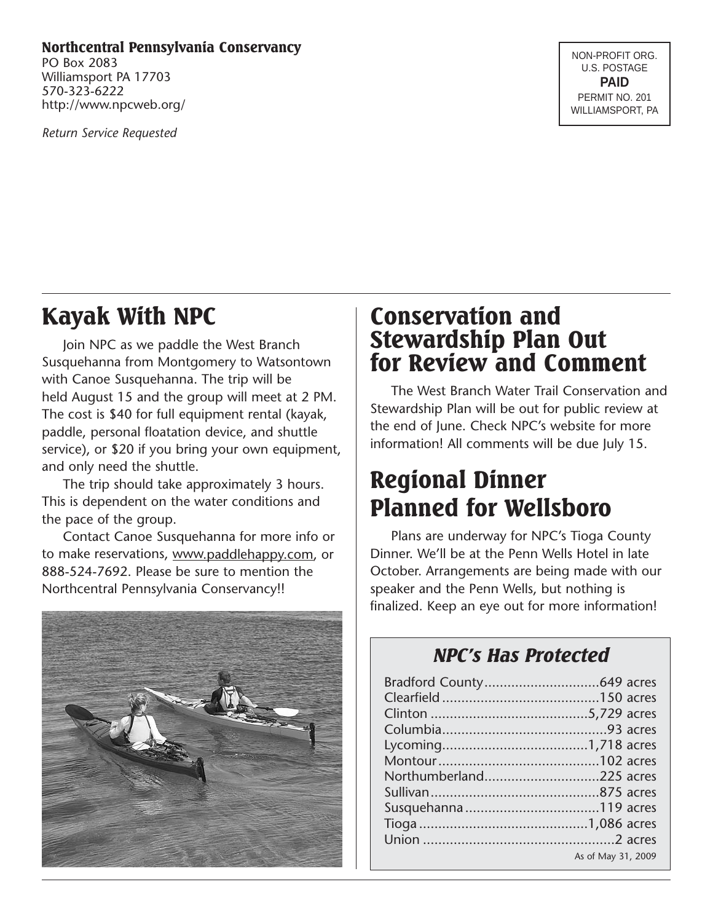**Northcentral Pennsylvania Conservancy**
PO Box 2083
Williamsport PA 17703
570-323-6222
http://www.npcweb.org/

*Return Service Requested*

NON-PROFIT ORG.
U.S. POSTAGE
**PAID**
PERMIT NO. 201
WILLIAMSPORT, PA

# Kayak With NPC

Join NPC as we paddle the West Branch Susquehanna from Montgomery to Watsontown with Canoe Susquehanna. The trip will be held August 15 and the group will meet at 2 PM. The cost is $40 for full equipment rental (kayak, paddle, personal floatation device, and shuttle service), or $20 if you bring your own equipment, and only need the shuttle.

The trip should take approximately 3 hours. This is dependent on the water conditions and the pace of the group.

Contact Canoe Susquehanna for more info or to make reservations, www.paddlehappy.com, or 888-524-7692. Please be sure to mention the Northcentral Pennsylvania Conservancy!!

# Conservation and Stewardship Plan Out for Review and Comment

The West Branch Water Trail Conservation and Stewardship Plan will be out for public review at the end of June. Check NPC's website for more information! All comments will be due July 15.

# Regional Dinner Planned for Wellsboro

Plans are underway for NPC's Tioga County Dinner. We'll be at the Penn Wells Hotel in late October. Arrangements are being made with our speaker and the Penn Wells, but nothing is finalized. Keep an eye out for more information!

## NPC's Has Protected

| | |
|---|---|
| Bradford County | 649 acres |
| Clearfield | 150 acres |
| Clinton | 5,729 acres |
| Columbia | 93 acres |
| Lycoming | 1,718 acres |
| Montour | 102 acres |
| Northumberland | 225 acres |
| Sullivan | 875 acres |
| Susquehanna | 119 acres |
| Tioga | 1,086 acres |
| Union | 2 acres |

As of May 31, 2009